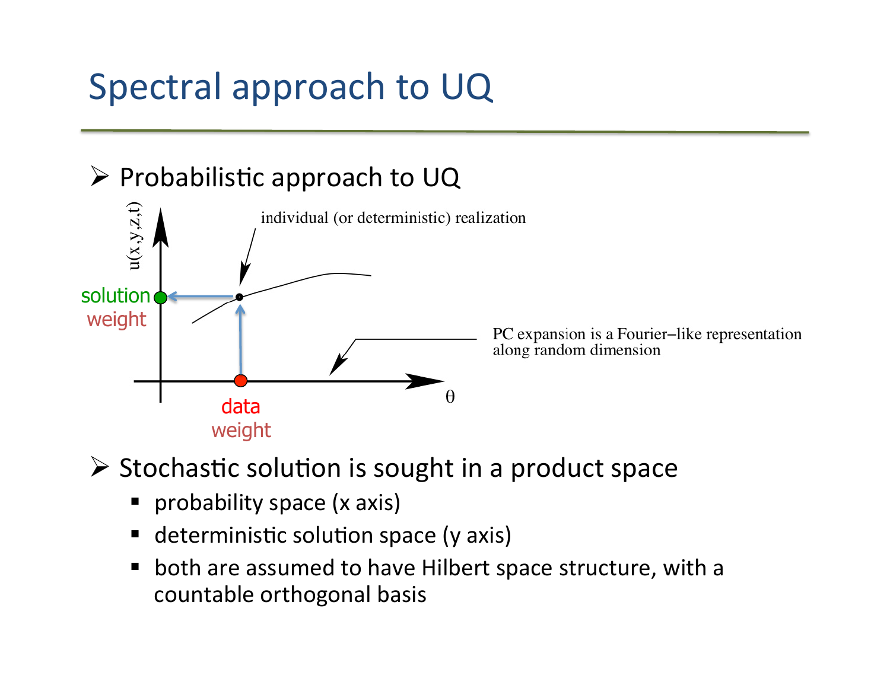# Spectral approach to UQ

- Probabilistic approach to UQ

individual (or deterministic) realization

u(x,y,z,t)

solution

weight

data

weight

θ

PC expansion is a Fourier–like representation along random dimension

- Stochastic solution is sought in a product space
  - probability space (x axis)
  - deterministic solution space (y axis)
  - both are assumed to have Hilbert space structure, with a countable orthogonal basis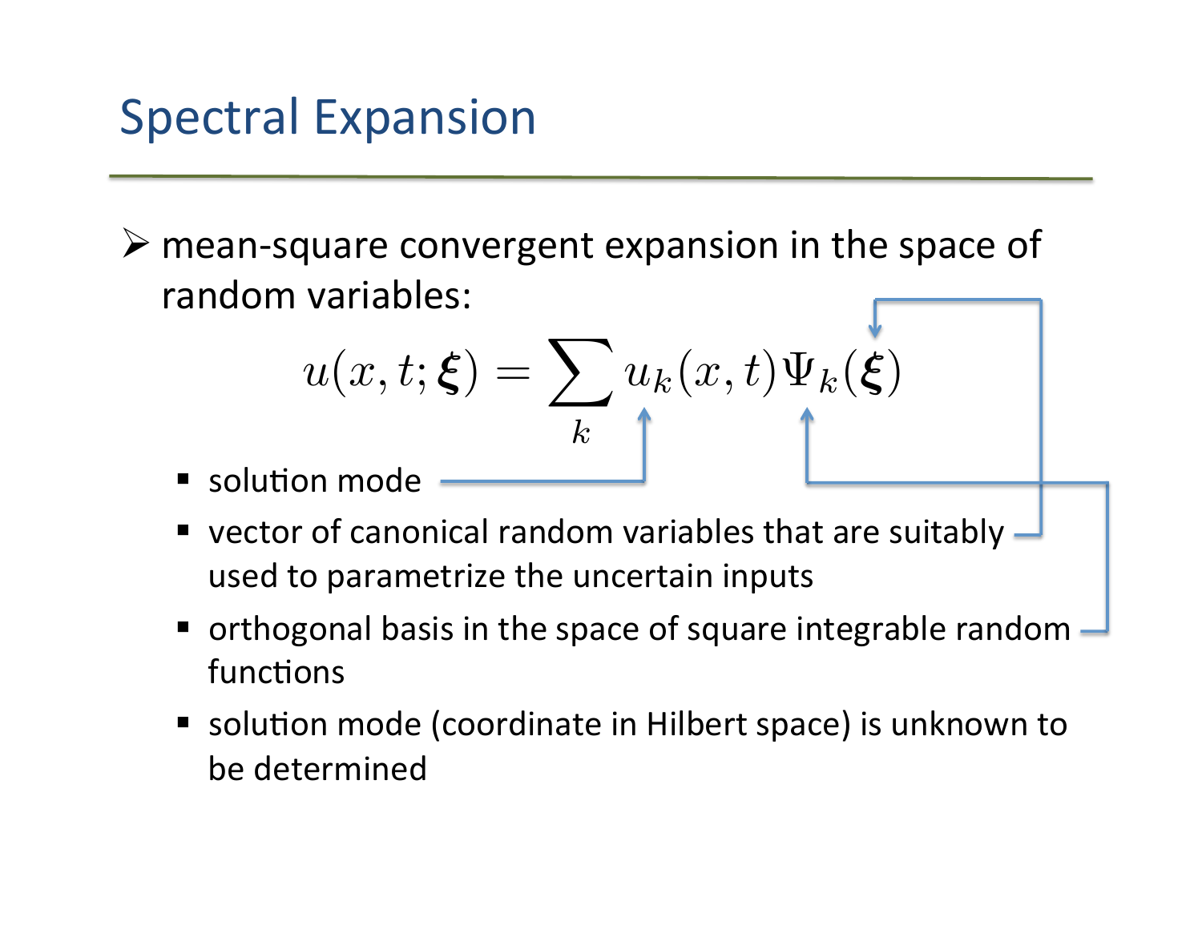# Spectral Expansion

- mean-square convergent expansion in the space of random variables:

$$u(x,t;\boldsymbol{\xi}) = \sum_k u_k(x,t)\Psi_k(\boldsymbol{\xi})$$

  - solution mode
  - vector of canonical random variables that are suitably used to parametrize the uncertain inputs
  - orthogonal basis in the space of square integrable random functions
  - solution mode (coordinate in Hilbert space) is unknown to be determined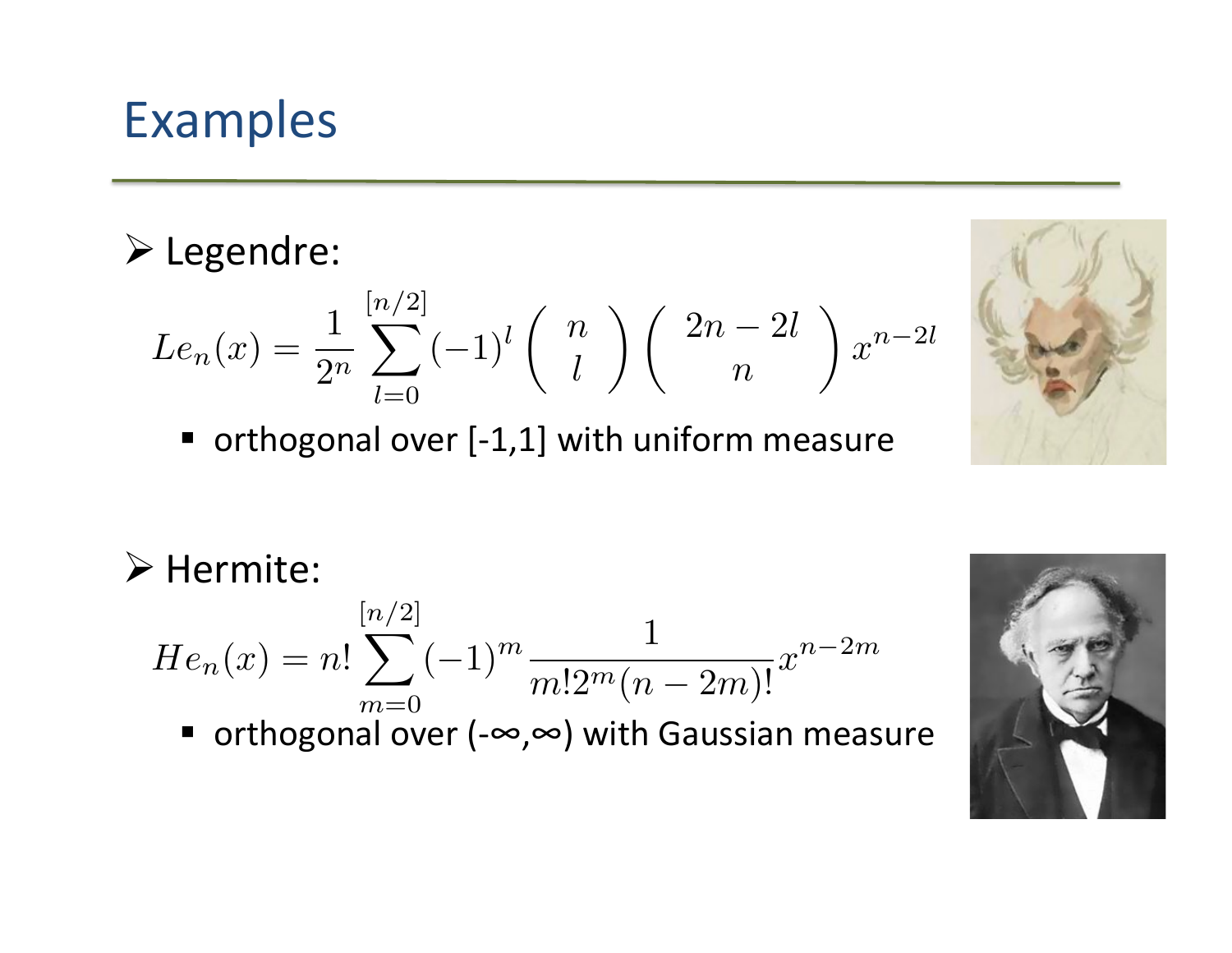# Examples

- Legendre:

$$Le_n(x) = \frac{1}{2^n} \sum_{l=0}^{[n/2]} (-1)^l \binom{n}{l} \binom{2n-2l}{n} x^{n-2l}$$

  - orthogonal over [-1,1] with uniform measure

- Hermite:

$$He_n(x) = n! \sum_{m=0}^{[n/2]} (-1)^m \frac{1}{m! 2^m (n-2m)!} x^{n-2m}$$

  - orthogonal over (-∞,∞) with Gaussian measure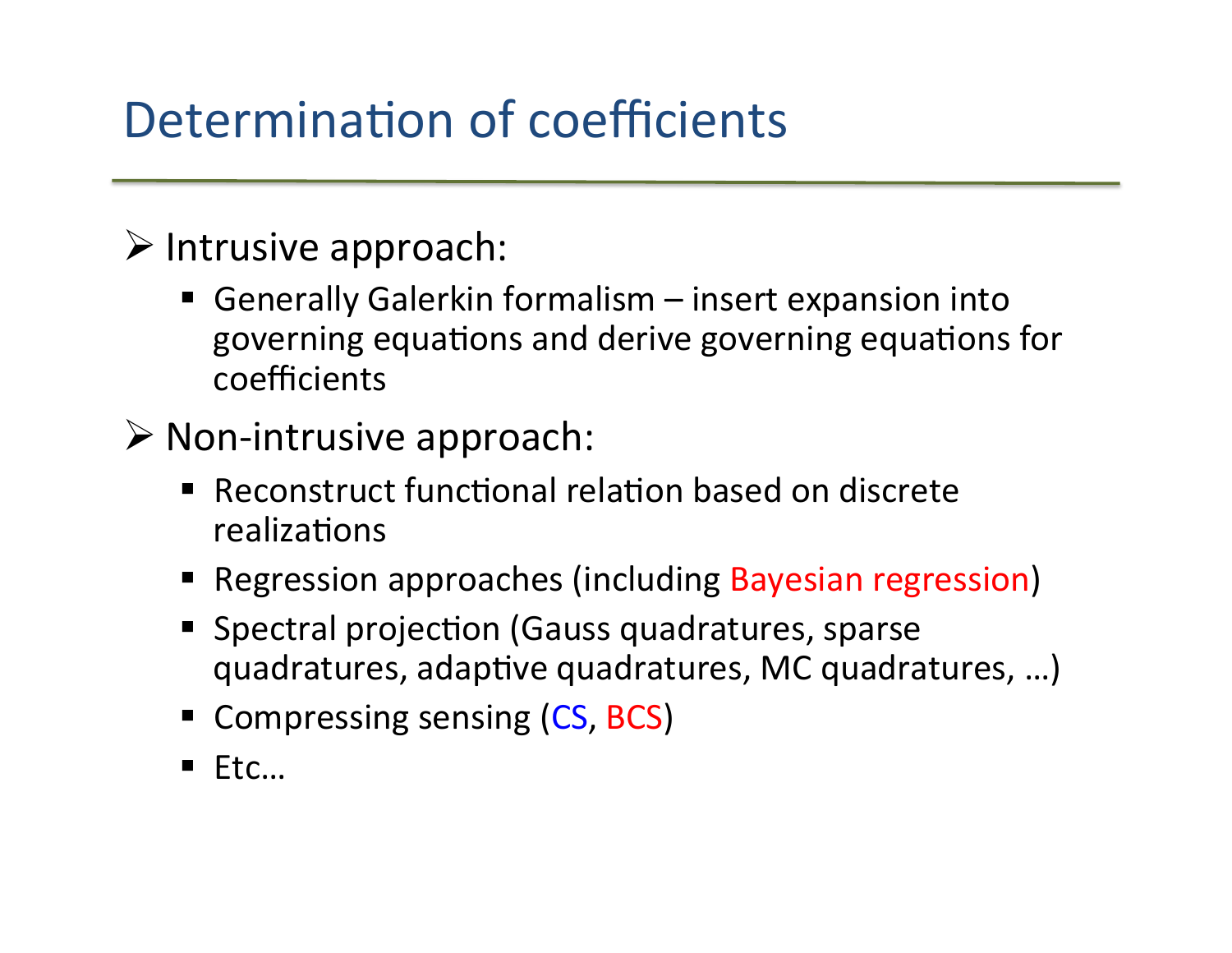# Determination of coefficients

- Intrusive approach:
  - Generally Galerkin formalism – insert expansion into governing equations and derive governing equations for coefficients
- Non-intrusive approach:
  - Reconstruct functional relation based on discrete realizations
  - Regression approaches (including Bayesian regression)
  - Spectral projection (Gauss quadratures, sparse quadratures, adaptive quadratures, MC quadratures, …)
  - Compressing sensing (CS, BCS)
  - Etc…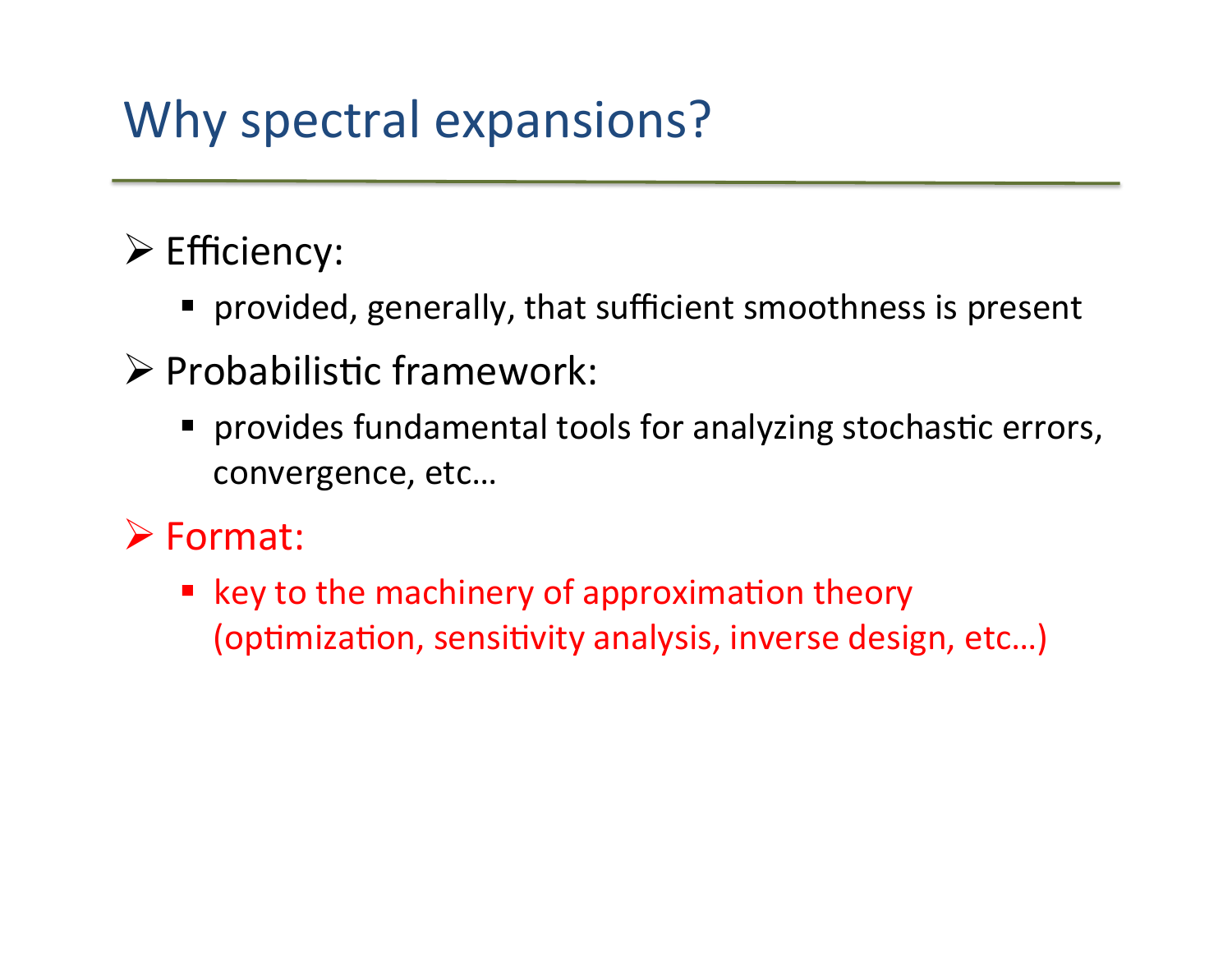# Why spectral expansions?

- Efficiency:
  - provided, generally, that sufficient smoothness is present
- Probabilistic framework:
  - provides fundamental tools for analyzing stochastic errors, convergence, etc…
- Format:
  - key to the machinery of approximation theory (optimization, sensitivity analysis, inverse design, etc…)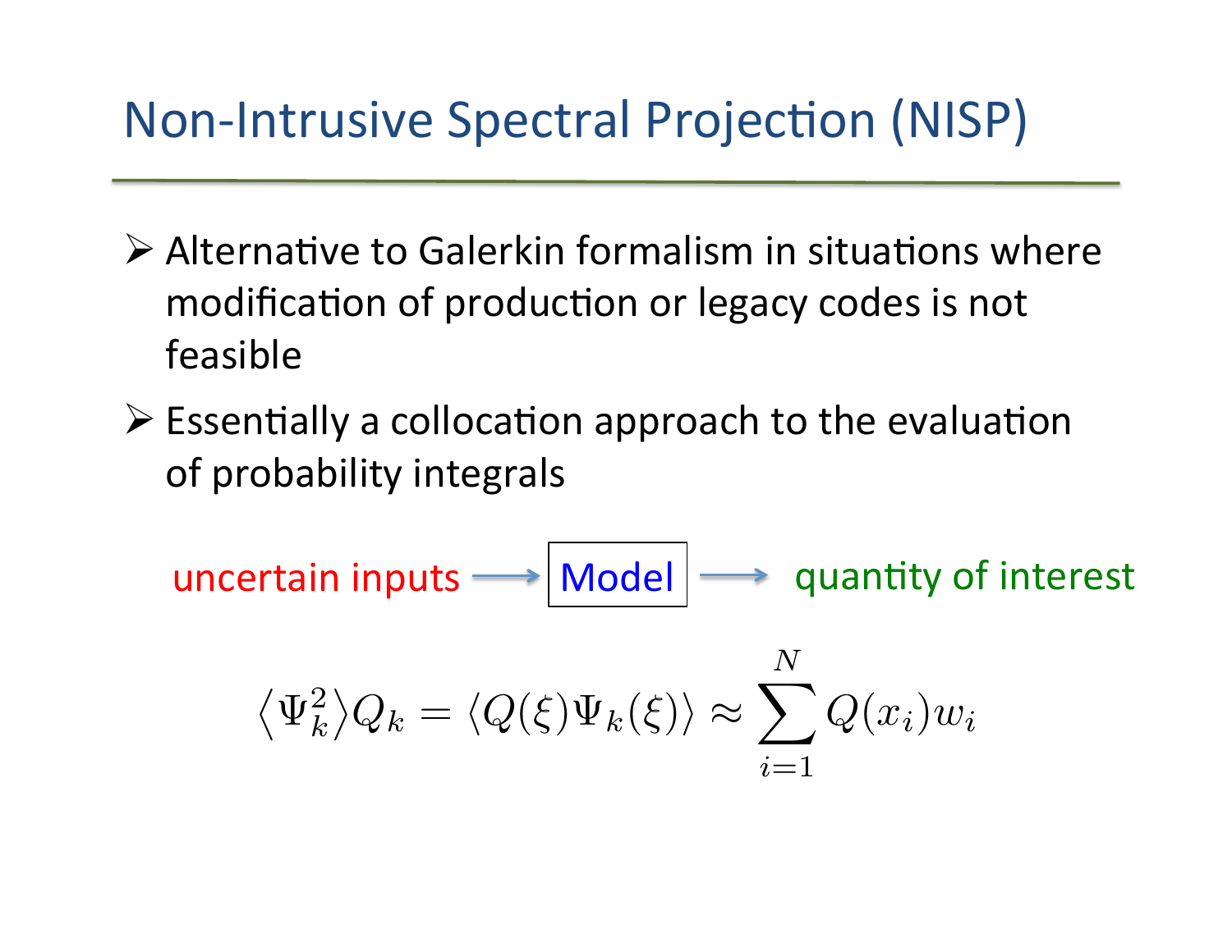# Non-Intrusive Spectral Projection (NISP)

- Alternative to Galerkin formalism in situations where modification of production or legacy codes is not feasible
- Essentially a collocation approach to the evaluation of probability integrals

uncertain inputs → Model → quantity of interest

$$\langle \Psi_k^2 \rangle Q_k = \langle Q(\xi)\Psi_k(\xi) \rangle \approx \sum_{i=1}^{N} Q(x_i) w_i$$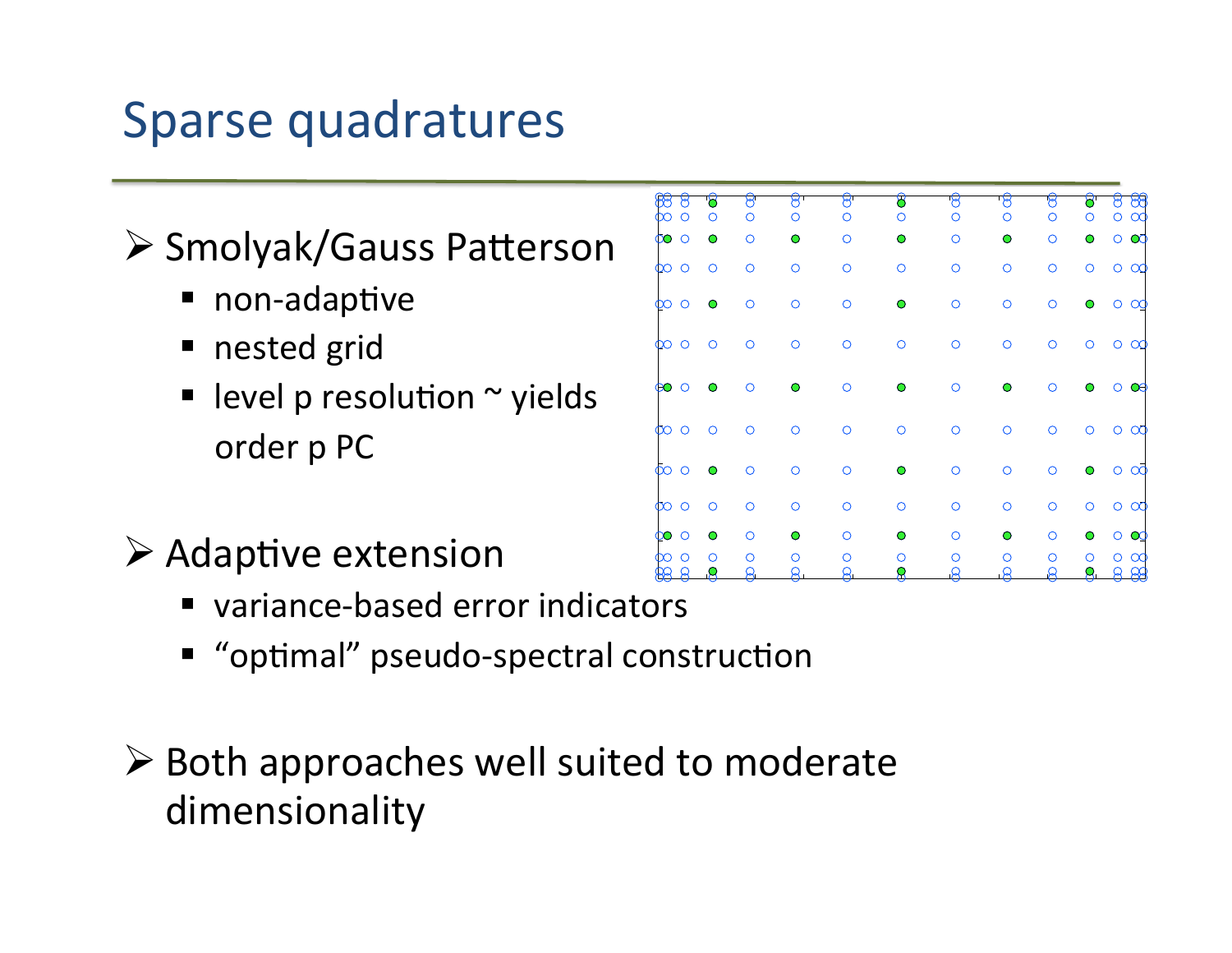# Sparse quadratures

- Smolyak/Gauss Patterson
  - non-adaptive
  - nested grid
  - level p resolution ~ yields order p PC
- Adaptive extension
  - variance-based error indicators
  - “optimal” pseudo-spectral construction
- Both approaches well suited to moderate dimensionality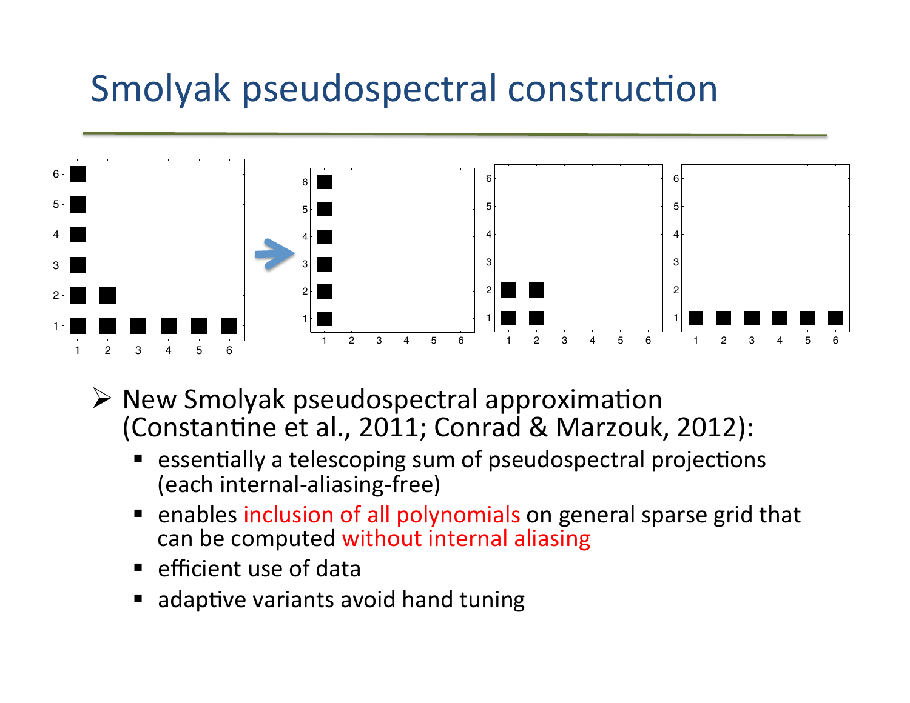# Smolyak pseudospectral construction

- New Smolyak pseudospectral approximation (Constantine et al., 2011; Conrad & Marzouk, 2012):
  - essentially a telescoping sum of pseudospectral projections (each internal-aliasing-free)
  - enables inclusion of all polynomials on general sparse grid that can be computed without internal aliasing
  - efficient use of data
  - adaptive variants avoid hand tuning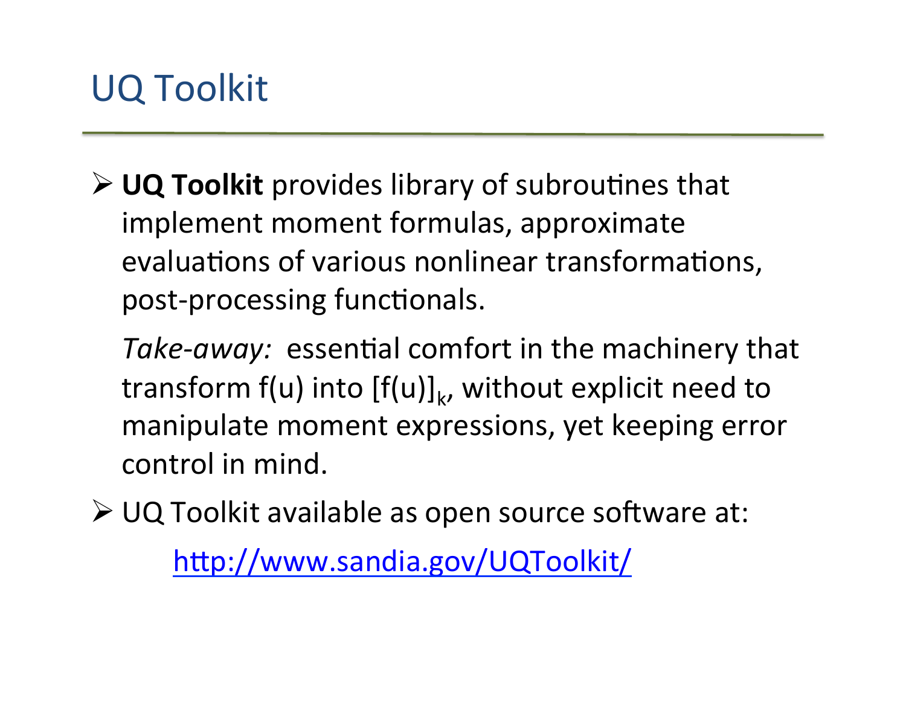# UQ Toolkit

- **UQ Toolkit** provides library of subroutines that implement moment formulas, approximate evaluations of various nonlinear transformations, post-processing functionals.

  *Take-away:* essential comfort in the machinery that transform f(u) into $[f(u)]_k$, without explicit need to manipulate moment expressions, yet keeping error control in mind.

- UQ Toolkit available as open source software at:

  [http://www.sandia.gov/UQToolkit/](http://www.sandia.gov/UQToolkit/)